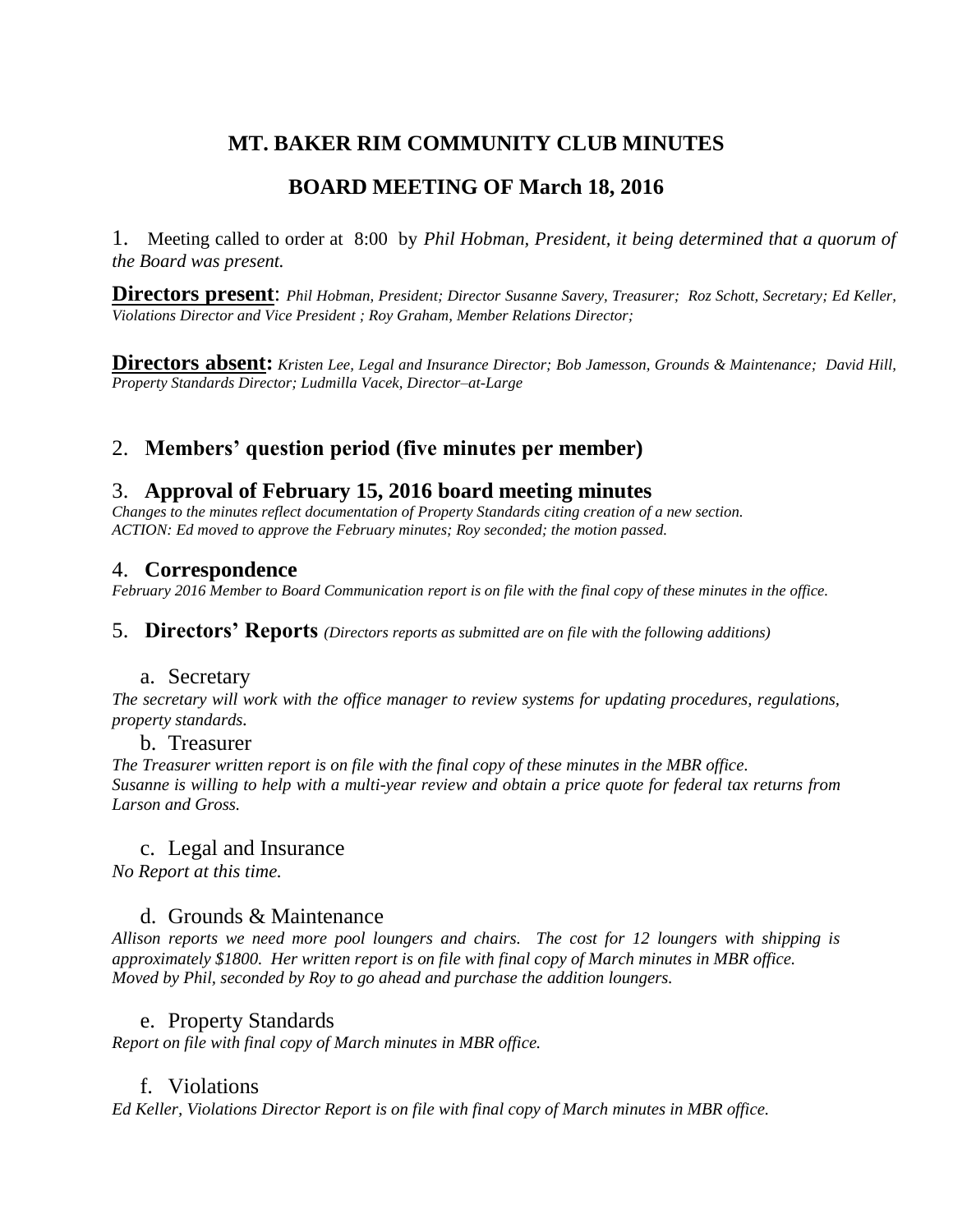# MT. BAKER RIM COMMUNITY CLUB MINUTES

## BOARD MEETING OF March 18, 2016

1. Meeting called to order at 8:00 by *Phil Hobman, President, it being determined that a quorum of the Board was present.*

**Directors present**: *Phil Hobman, President; Director Susanne Savery, Treasurer; Roz Schott, Secretary; Ed Keller, Violations Director and Vice President ; Roy Graham, Member Relations Director;*

**Directors absent:** *Kristen Lee, Legal and Insurance Director; Bob Jamesson, Grounds & Maintenance; David Hill, Property Standards Director; Ludmilla Vacek, Director–at-Large*

### 2. Members' question period (five minutes per member)

### 3. Approval of February 15, 2016 board meeting minutes

*Changes to the minutes reflect documentation of Property Standards citing creation of a new section.*
*ACTION: Ed moved to approve the February minutes; Roy seconded; the motion passed.*

### 4. Correspondence

*February 2016 Member to Board Communication report is on file with the final copy of these minutes in the office.*

### 5. Directors' Reports *(Directors reports as submitted are on file with the following additions)*

a. Secretary

*The secretary will work with the office manager to review systems for updating procedures, regulations, property standards.*

b. Treasurer

*The Treasurer written report is on file with the final copy of these minutes in the MBR office.*
*Susanne is willing to help with a multi-year review and obtain a price quote for federal tax returns from Larson and Gross.*

c. Legal and Insurance

*No Report at this time.*

d. Grounds & Maintenance

*Allison reports we need more pool loungers and chairs. The cost for 12 loungers with shipping is approximately $1800. Her written report is on file with final copy of March minutes in MBR office.*
*Moved by Phil, seconded by Roy to go ahead and purchase the addition loungers.*

e. Property Standards

*Report on file with final copy of March minutes in MBR office.*

f. Violations

*Ed Keller, Violations Director Report is on file with final copy of March minutes in MBR office.*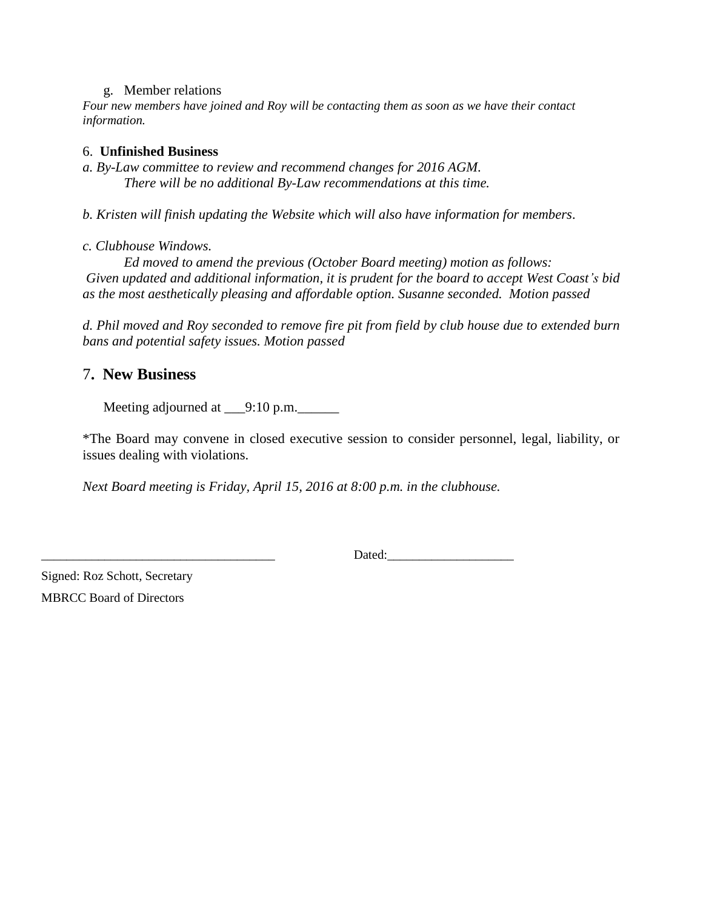g. Member relations

*Four new members have joined and Roy will be contacting them as soon as we have their contact information.*

## 6. **Unfinished Business**

*a. By-Law committee to review and recommend changes for 2016 AGM.*

*There will be no additional By-Law recommendations at this time.*

*b. Kristen will finish updating the Website which will also have information for members.*

*c. Clubhouse Windows.*

*Ed moved to amend the previous (October Board meeting) motion as follows:*

*Given updated and additional information, it is prudent for the board to accept West Coast's bid as the most aesthetically pleasing and affordable option. Susanne seconded. Motion passed*

*d. Phil moved and Roy seconded to remove fire pit from field by club house due to extended burn bans and potential safety issues. Motion passed*

## 7. New Business

Meeting adjourned at ___9:10 p.m.______

*The Board may convene in closed executive session to consider personnel, legal, liability, or issues dealing with violations.

*Next Board meeting is Friday, April 15, 2016 at 8:00 p.m. in the clubhouse.*

____________________________________ Dated:___________________

Signed: Roz Schott, Secretary

MBRCC Board of Directors